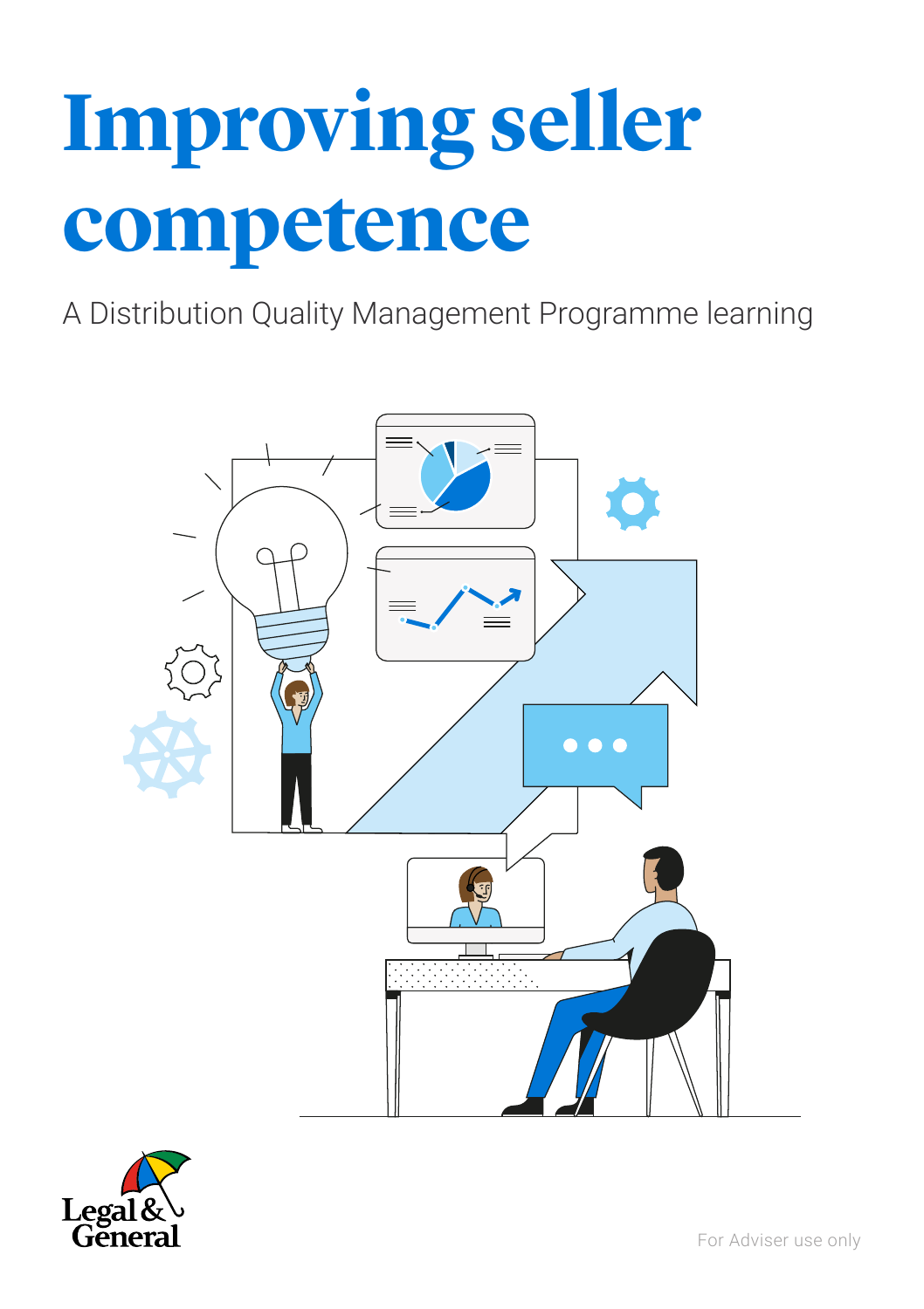# Improving seller competence

A Distribution Quality Management Programme learning

Legal & General

For Adviser use only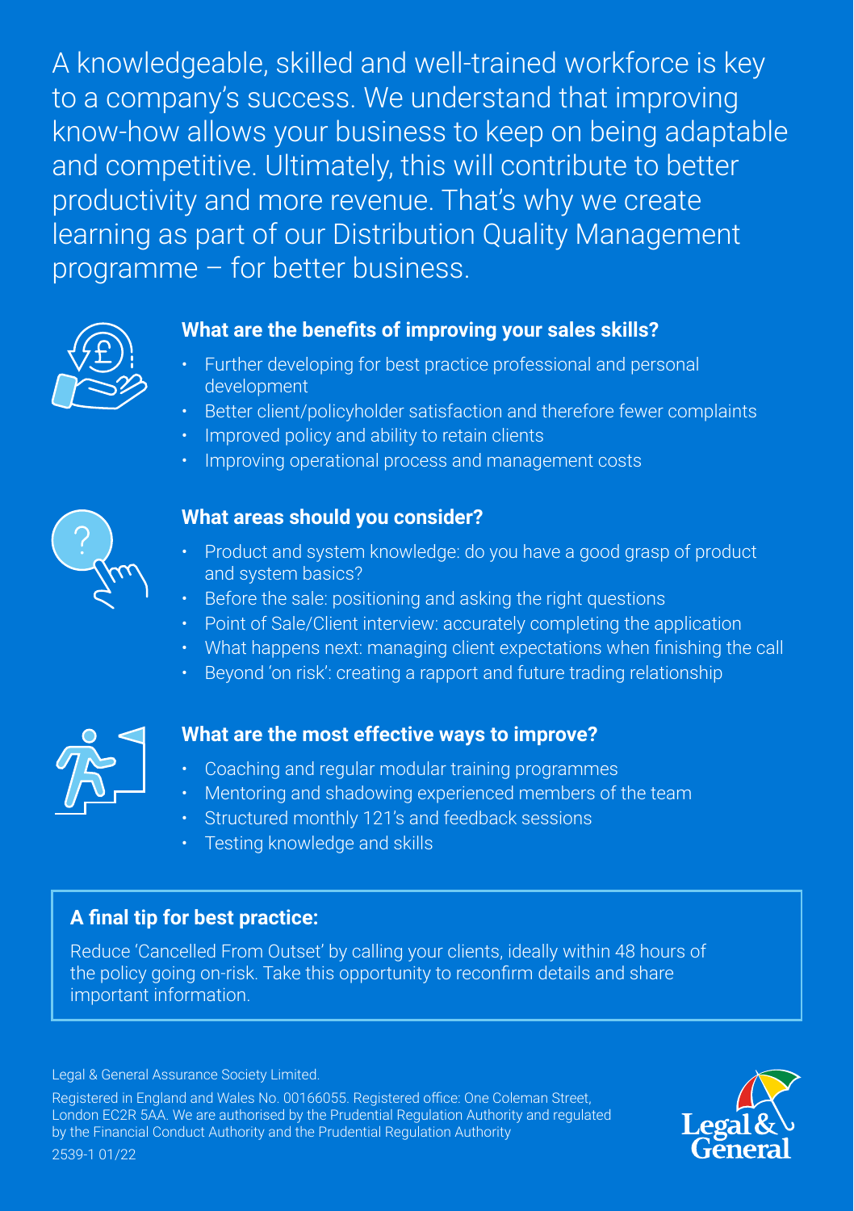A knowledgeable, skilled and well-trained workforce is key to a company's success. We understand that improving know-how allows your business to keep on being adaptable and competitive. Ultimately, this will contribute to better productivity and more revenue. That's why we create learning as part of our Distribution Quality Management programme – for better business.

### What are the benefits of improving your sales skills?

- Further developing for best practice professional and personal development
- Better client/policyholder satisfaction and therefore fewer complaints
- Improved policy and ability to retain clients
- Improving operational process and management costs

### What areas should you consider?

- Product and system knowledge: do you have a good grasp of product and system basics?
- Before the sale: positioning and asking the right questions
- Point of Sale/Client interview: accurately completing the application
- What happens next: managing client expectations when finishing the call
- Beyond 'on risk': creating a rapport and future trading relationship

### What are the most effective ways to improve?

- Coaching and regular modular training programmes
- Mentoring and shadowing experienced members of the team
- Structured monthly 121's and feedback sessions
- Testing knowledge and skills

### A final tip for best practice:

Reduce 'Cancelled From Outset' by calling your clients, ideally within 48 hours of the policy going on-risk. Take this opportunity to reconfirm details and share important information.

Legal & General Assurance Society Limited.

Registered in England and Wales No. 00166055. Registered office: One Coleman Street, London EC2R 5AA. We are authorised by the Prudential Regulation Authority and regulated by the Financial Conduct Authority and the Prudential Regulation Authority

2539-1 01/22

Legal & General